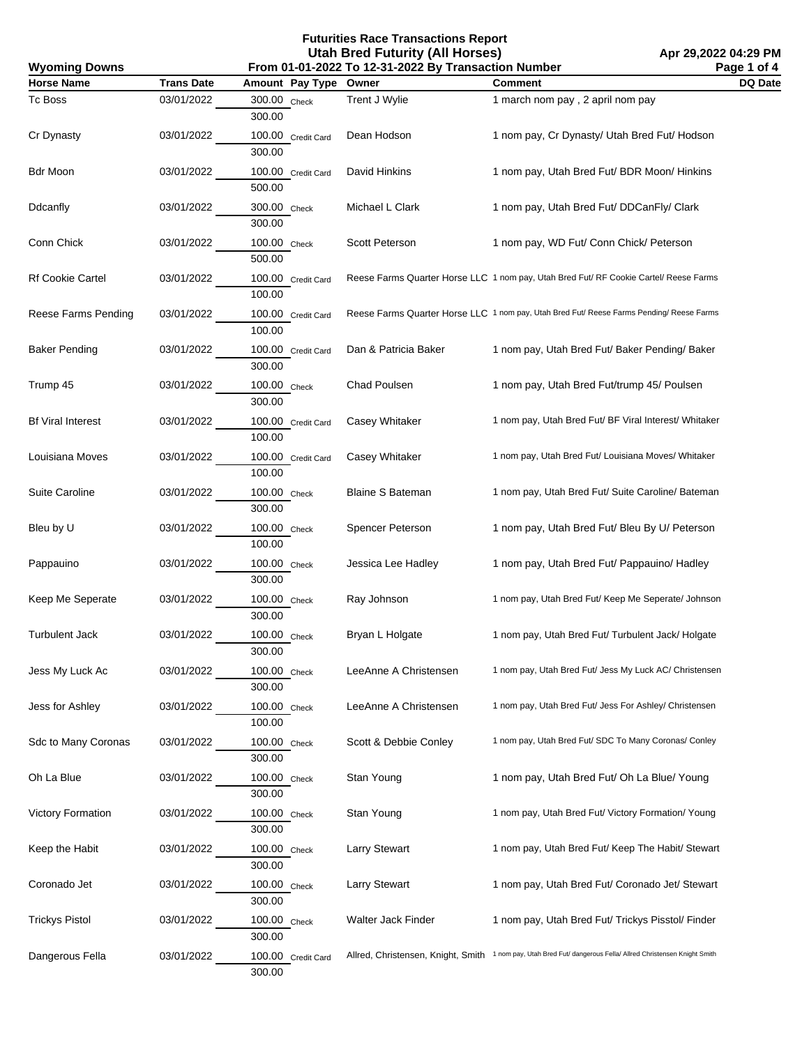# Futurities Race Transactions Report
## Utah Bred Futurity (All Horses)
### From 01-01-2022 To 12-31-2022 By Transaction Number

Wyoming Downs

Apr 29,2022 04:29 PM

| Horse Name | Trans Date | Amount | Pay Type | Owner | Comment | DQ Date |
|---|---|---|---|---|---|---|
| Tc Boss | 03/01/2022 | 300.00 | Check | Trent J Wylie | 1 march nom pay , 2 april nom pay | |
| | | 300.00 | | | | |
| Cr Dynasty | 03/01/2022 | 100.00 | Credit Card | Dean Hodson | 1 nom pay, Cr Dynasty/ Utah Bred Fut/ Hodson | |
| | | 300.00 | | | | |
| Bdr Moon | 03/01/2022 | 100.00 | Credit Card | David Hinkins | 1 nom pay, Utah Bred Fut/ BDR Moon/ Hinkins | |
| | | 500.00 | | | | |
| Ddcanfly | 03/01/2022 | 300.00 | Check | Michael L Clark | 1 nom pay, Utah Bred Fut/ DDCanFly/ Clark | |
| | | 300.00 | | | | |
| Conn Chick | 03/01/2022 | 100.00 | Check | Scott Peterson | 1 nom pay, WD Fut/ Conn Chick/ Peterson | |
| | | 500.00 | | | | |
| Rf Cookie Cartel | 03/01/2022 | 100.00 | Credit Card | Reese Farms Quarter Horse LLC | 1 nom pay, Utah Bred Fut/ RF Cookie Cartel/ Reese Farms | |
| | | 100.00 | | | | |
| Reese Farms Pending | 03/01/2022 | 100.00 | Credit Card | Reese Farms Quarter Horse LLC | 1 nom pay, Utah Bred Fut/ Reese Farms Pending/ Reese Farms | |
| | | 100.00 | | | | |
| Baker Pending | 03/01/2022 | 100.00 | Credit Card | Dan & Patricia Baker | 1 nom pay, Utah Bred Fut/ Baker Pending/ Baker | |
| | | 300.00 | | | | |
| Trump 45 | 03/01/2022 | 100.00 | Check | Chad Poulsen | 1 nom pay, Utah Bred Fut/trump 45/ Poulsen | |
| | | 300.00 | | | | |
| Bf Viral Interest | 03/01/2022 | 100.00 | Credit Card | Casey Whitaker | 1 nom pay, Utah Bred Fut/ BF Viral Interest/ Whitaker | |
| | | 100.00 | | | | |
| Louisiana Moves | 03/01/2022 | 100.00 | Credit Card | Casey Whitaker | 1 nom pay, Utah Bred Fut/ Louisiana Moves/ Whitaker | |
| | | 100.00 | | | | |
| Suite Caroline | 03/01/2022 | 100.00 | Check | Blaine S Bateman | 1 nom pay, Utah Bred Fut/ Suite Caroline/ Bateman | |
| | | 300.00 | | | | |
| Bleu by U | 03/01/2022 | 100.00 | Check | Spencer Peterson | 1 nom pay, Utah Bred Fut/ Bleu By U/ Peterson | |
| | | 100.00 | | | | |
| Pappauino | 03/01/2022 | 100.00 | Check | Jessica Lee Hadley | 1 nom pay, Utah Bred Fut/ Pappauino/ Hadley | |
| | | 300.00 | | | | |
| Keep Me Seperate | 03/01/2022 | 100.00 | Check | Ray Johnson | 1 nom pay, Utah Bred Fut/ Keep Me Seperate/ Johnson | |
| | | 300.00 | | | | |
| Turbulent Jack | 03/01/2022 | 100.00 | Check | Bryan L Holgate | 1 nom pay, Utah Bred Fut/ Turbulent Jack/ Holgate | |
| | | 300.00 | | | | |
| Jess My Luck Ac | 03/01/2022 | 100.00 | Check | LeeAnne A Christensen | 1 nom pay, Utah Bred Fut/ Jess My Luck AC/ Christensen | |
| | | 300.00 | | | | |
| Jess for Ashley | 03/01/2022 | 100.00 | Check | LeeAnne A Christensen | 1 nom pay, Utah Bred Fut/ Jess For Ashley/ Christensen | |
| | | 100.00 | | | | |
| Sdc to Many Coronas | 03/01/2022 | 100.00 | Check | Scott & Debbie Conley | 1 nom pay, Utah Bred Fut/ SDC To Many Coronas/ Conley | |
| | | 300.00 | | | | |
| Oh La Blue | 03/01/2022 | 100.00 | Check | Stan Young | 1 nom pay, Utah Bred Fut/ Oh La Blue/ Young | |
| | | 300.00 | | | | |
| Victory Formation | 03/01/2022 | 100.00 | Check | Stan Young | 1 nom pay, Utah Bred Fut/ Victory Formation/ Young | |
| | | 300.00 | | | | |
| Keep the Habit | 03/01/2022 | 100.00 | Check | Larry Stewart | 1 nom pay, Utah Bred Fut/ Keep The Habit/ Stewart | |
| | | 300.00 | | | | |
| Coronado Jet | 03/01/2022 | 100.00 | Check | Larry Stewart | 1 nom pay, Utah Bred Fut/ Coronado Jet/ Stewart | |
| | | 300.00 | | | | |
| Trickys Pistol | 03/01/2022 | 100.00 | Check | Walter Jack Finder | 1 nom pay, Utah Bred Fut/ Trickys Pisstol/ Finder | |
| | | 300.00 | | | | |
| Dangerous Fella | 03/01/2022 | 100.00 | Credit Card | Allred, Christensen, Knight, Smith | 1 nom pay, Utah Bred Fut/ dangerous Fella/ Allred Christensen Knight Smith | |
| | | 300.00 | | | | |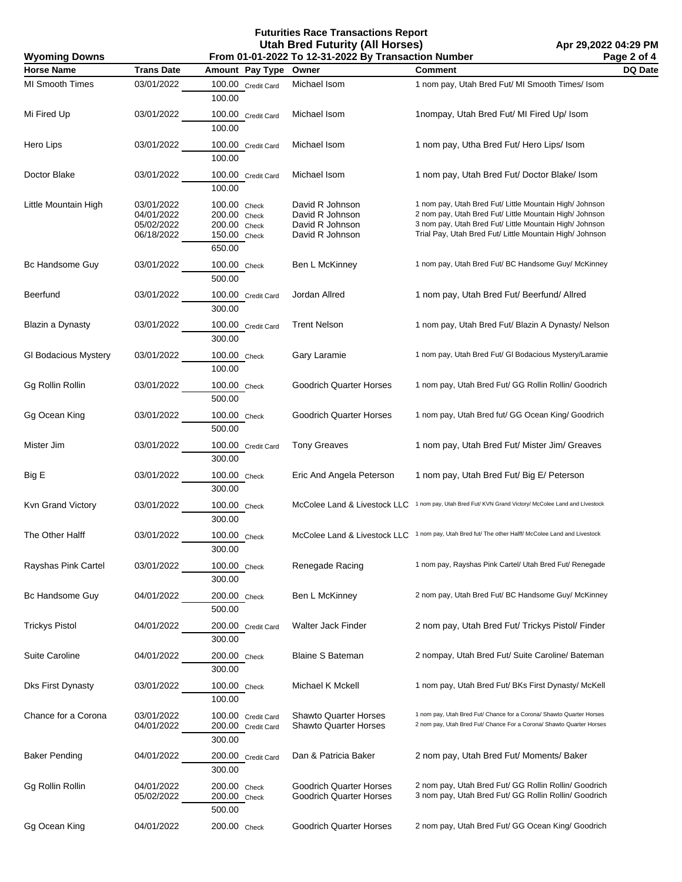# Futurities Race Transactions Report
## Utah Bred Futurity (All Horses)

**Wyoming Downs** — From 01-01-2022 To 12-31-2022 By Transaction Number — Apr 29,2022 04:29 PM

| Horse Name | Trans Date | Amount | Pay Type | Owner | Comment | DQ Date |
|---|---|---|---|---|---|---|
| MI Smooth Times | 03/01/2022 | 100.00 | Credit Card | Michael Isom | 1 nom pay, Utah Bred Fut/ MI Smooth Times/ Isom | |
| | | 100.00 | | | | |
| Mi Fired Up | 03/01/2022 | 100.00 | Credit Card | Michael Isom | 1nompay, Utah Bred Fut/ MI Fired Up/ Isom | |
| | | 100.00 | | | | |
| Hero Lips | 03/01/2022 | 100.00 | Credit Card | Michael Isom | 1 nom pay, Utha Bred Fut/ Hero Lips/ Isom | |
| | | 100.00 | | | | |
| Doctor Blake | 03/01/2022 | 100.00 | Credit Card | Michael Isom | 1 nom pay, Utah Bred Fut/ Doctor Blake/ Isom | |
| | | 100.00 | | | | |
| Little Mountain High | 03/01/2022 | 100.00 | Check | David R Johnson | 1 nom pay, Utah Bred Fut/ Little Mountain High/ Johnson | |
| | 04/01/2022 | 200.00 | Check | David R Johnson | 2 nom pay, Utah Bred Fut/ Little Mountain High/ Johnson | |
| | 05/02/2022 | 200.00 | Check | David R Johnson | 3 nom pay, Utah Bred Fut/ Little Mountain High/ Johnson | |
| | 06/18/2022 | 150.00 | Check | David R Johnson | Trial Pay, Utah Bred Fut/ Little Mountain High/ Johnson | |
| | | 650.00 | | | | |
| Bc Handsome Guy | 03/01/2022 | 100.00 | Check | Ben L McKinney | 1 nom pay, Utah Bred Fut/ BC Handsome Guy/ McKinney | |
| | | 500.00 | | | | |
| Beerfund | 03/01/2022 | 100.00 | Credit Card | Jordan Allred | 1 nom pay, Utah Bred Fut/ Beerfund/ Allred | |
| | | 300.00 | | | | |
| Blazin a Dynasty | 03/01/2022 | 100.00 | Credit Card | Trent Nelson | 1 nom pay, Utah Bred Fut/ Blazin A Dynasty/ Nelson | |
| | | 300.00 | | | | |
| Gl Bodacious Mystery | 03/01/2022 | 100.00 | Check | Gary Laramie | 1 nom pay, Utah Bred Fut/ Gl Bodacious Mystery/Laramie | |
| | | 100.00 | | | | |
| Gg Rollin Rollin | 03/01/2022 | 100.00 | Check | Goodrich Quarter Horses | 1 nom pay, Utah Bred Fut/ GG Rollin Rollin/ Goodrich | |
| | | 500.00 | | | | |
| Gg Ocean King | 03/01/2022 | 100.00 | Check | Goodrich Quarter Horses | 1 nom pay, Utah Bred fut/ GG Ocean King/ Goodrich | |
| | | 500.00 | | | | |
| Mister Jim | 03/01/2022 | 100.00 | Credit Card | Tony Greaves | 1 nom pay, Utah Bred Fut/ Mister Jim/ Greaves | |
| | | 300.00 | | | | |
| Big E | 03/01/2022 | 100.00 | Check | Eric And Angela Peterson | 1 nom pay, Utah Bred Fut/ Big E/ Peterson | |
| | | 300.00 | | | | |
| Kvn Grand Victory | 03/01/2022 | 100.00 | Check | McColee Land & Livestock LLC | 1 nom pay, Utah Bred Fut/ KVN Grand Victory/ McColee Land and LIvestock | |
| | | 300.00 | | | | |
| The Other Halff | 03/01/2022 | 100.00 | Check | McColee Land & Livestock LLC | 1 nom pay, Utah Bred fut/ The other Halff/ McColee Land and Livestock | |
| | | 300.00 | | | | |
| Rayshas Pink Cartel | 03/01/2022 | 100.00 | Check | Renegade Racing | 1 nom pay, Rayshas Pink Cartel/ Utah Bred Fut/ Renegade | |
| | | 300.00 | | | | |
| Bc Handsome Guy | 04/01/2022 | 200.00 | Check | Ben L McKinney | 2 nom pay, Utah Bred Fut/ BC Handsome Guy/ McKinney | |
| | | 500.00 | | | | |
| Trickys Pistol | 04/01/2022 | 200.00 | Credit Card | Walter Jack Finder | 2 nom pay, Utah Bred Fut/ Trickys Pistol/ Finder | |
| | | 300.00 | | | | |
| Suite Caroline | 04/01/2022 | 200.00 | Check | Blaine S Bateman | 2 nompay, Utah Bred Fut/ Suite Caroline/ Bateman | |
| | | 300.00 | | | | |
| Dks First Dynasty | 03/01/2022 | 100.00 | Check | Michael K Mckell | 1 nom pay, Utah Bred Fut/ BKs First Dynasty/ McKell | |
| | | 100.00 | | | | |
| Chance for a Corona | 03/01/2022 | 100.00 | Credit Card | Shawto Quarter Horses | 1 nom pay, Utah Bred Fut/ Chance for a Corona/ Shawto Quarter Horses | |
| | 04/01/2022 | 200.00 | Credit Card | Shawto Quarter Horses | 2 nom pay, Utah Bred Fut/ Chance For a Corona/ Shawto Quarter Horses | |
| | | 300.00 | | | | |
| Baker Pending | 04/01/2022 | 200.00 | Credit Card | Dan & Patricia Baker | 2 nom pay, Utah Bred Fut/ Moments/ Baker | |
| | | 300.00 | | | | |
| Gg Rollin Rollin | 04/01/2022 | 200.00 | Check | Goodrich Quarter Horses | 2 nom pay, Utah Bred Fut/ GG Rollin Rollin/ Goodrich | |
| | 05/02/2022 | 200.00 | Check | Goodrich Quarter Horses | 3 nom pay, Utah Bred Fut/ GG Rollin Rollin/ Goodrich | |
| | | 500.00 | | | | |
| Gg Ocean King | 04/01/2022 | 200.00 | Check | Goodrich Quarter Horses | 2 nom pay, Utah Bred Fut/ GG Ocean King/ Goodrich | |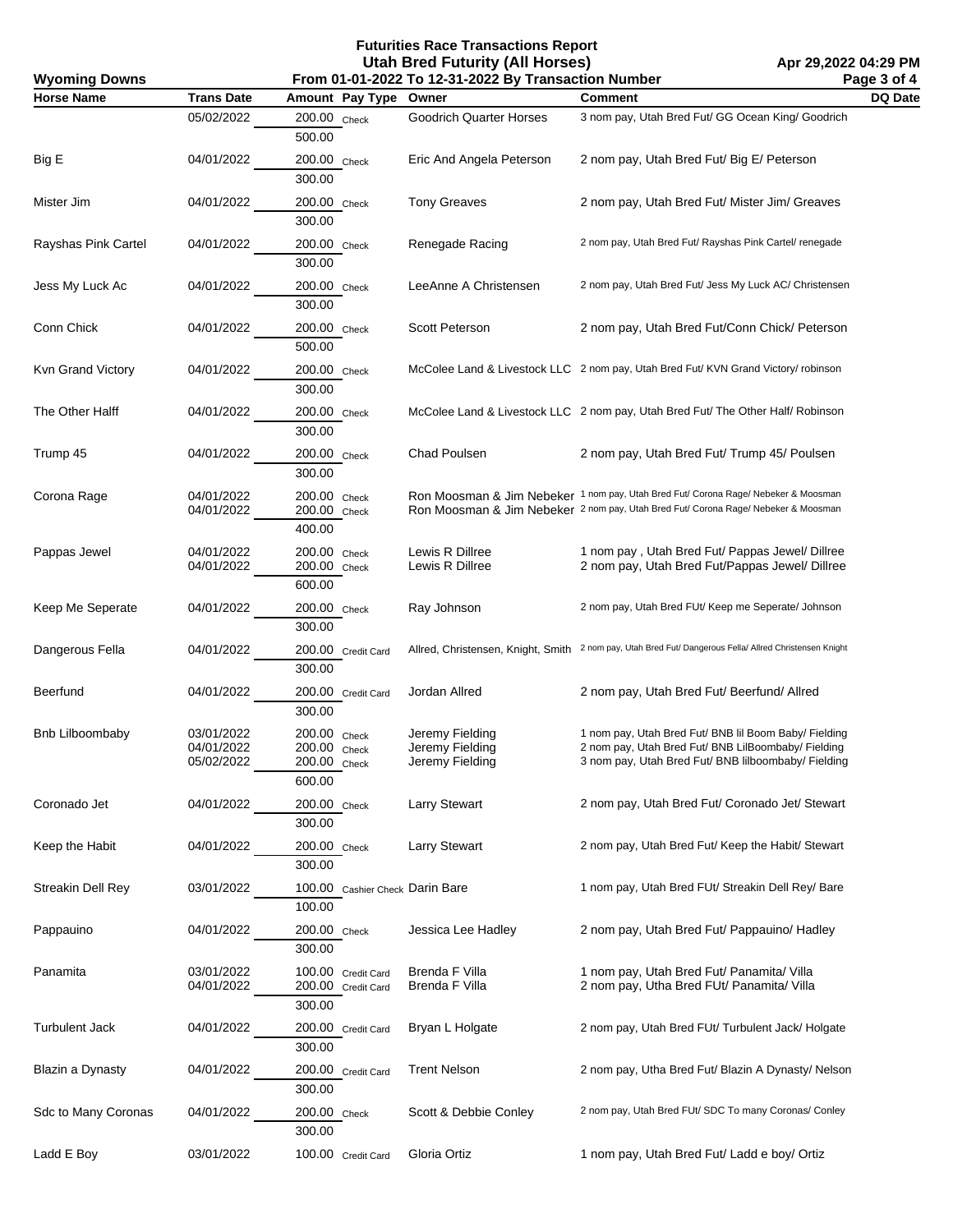# Futurities Race Transactions Report

## Utah Bred Futurity (All Horses)

**Wyoming Downs** — From 01-01-2022 To 12-31-2022 By Transaction Number — Apr 29,2022 04:29 PM

| Horse Name | Trans Date | Amount | Pay Type | Owner | Comment | DQ Date |
|---|---|---|---|---|---|---|
| | 05/02/2022 | 200.00 | Check | Goodrich Quarter Horses | 3 nom pay, Utah Bred Fut/ GG Ocean King/ Goodrich | |
| | | 500.00 | | | | |
| Big E | 04/01/2022 | 200.00 | Check | Eric And Angela Peterson | 2 nom pay, Utah Bred Fut/ Big E/ Peterson | |
| | | 300.00 | | | | |
| Mister Jim | 04/01/2022 | 200.00 | Check | Tony Greaves | 2 nom pay, Utah Bred Fut/ Mister Jim/ Greaves | |
| | | 300.00 | | | | |
| Rayshas Pink Cartel | 04/01/2022 | 200.00 | Check | Renegade Racing | 2 nom pay, Utah Bred Fut/ Rayshas Pink Cartel/ renegade | |
| | | 300.00 | | | | |
| Jess My Luck Ac | 04/01/2022 | 200.00 | Check | LeeAnne A Christensen | 2 nom pay, Utah Bred Fut/ Jess My Luck AC/ Christensen | |
| | | 300.00 | | | | |
| Conn Chick | 04/01/2022 | 200.00 | Check | Scott Peterson | 2 nom pay, Utah Bred Fut/Conn Chick/ Peterson | |
| | | 500.00 | | | | |
| Kvn Grand Victory | 04/01/2022 | 200.00 | Check | McColee Land & Livestock LLC | 2 nom pay, Utah Bred Fut/ KVN Grand Victory/ robinson | |
| | | 300.00 | | | | |
| The Other Halff | 04/01/2022 | 200.00 | Check | McColee Land & Livestock LLC | 2 nom pay, Utah Bred Fut/ The Other Half/ Robinson | |
| | | 300.00 | | | | |
| Trump 45 | 04/01/2022 | 200.00 | Check | Chad Poulsen | 2 nom pay, Utah Bred Fut/ Trump 45/ Poulsen | |
| | | 300.00 | | | | |
| Corona Rage | 04/01/2022 | 200.00 | Check | Ron Moosman & Jim Nebeker | 1 nom pay, Utah Bred Fut/ Corona Rage/ Nebeker & Moosman | |
| | 04/01/2022 | 200.00 | Check | Ron Moosman & Jim Nebeker | 2 nom pay, Utah Bred Fut/ Corona Rage/ Nebeker & Moosman | |
| | | 400.00 | | | | |
| Pappas Jewel | 04/01/2022 | 200.00 | Check | Lewis R Dillree | 1 nom pay , Utah Bred Fut/ Pappas Jewel/ Dillree | |
| | 04/01/2022 | 200.00 | Check | Lewis R Dillree | 2 nom pay, Utah Bred Fut/Pappas Jewel/ Dillree | |
| | | 600.00 | | | | |
| Keep Me Seperate | 04/01/2022 | 200.00 | Check | Ray Johnson | 2 nom pay, Utah Bred FUt/ Keep me Seperate/ Johnson | |
| | | 300.00 | | | | |
| Dangerous Fella | 04/01/2022 | 200.00 | Credit Card | Allred, Christensen, Knight, Smith | 2 nom pay, Utah Bred Fut/ Dangerous Fella/ Allred Christensen Knight | |
| | | 300.00 | | | | |
| Beerfund | 04/01/2022 | 200.00 | Credit Card | Jordan Allred | 2 nom pay, Utah Bred Fut/ Beerfund/ Allred | |
| | | 300.00 | | | | |
| Bnb Lilboombaby | 03/01/2022 | 200.00 | Check | Jeremy Fielding | 1 nom pay, Utah Bred Fut/ BNB lil Boom Baby/ Fielding | |
| | 04/01/2022 | 200.00 | Check | Jeremy Fielding | 2 nom pay, Utah Bred Fut/ BNB LilBoombaby/ Fielding | |
| | 05/02/2022 | 200.00 | Check | Jeremy Fielding | 3 nom pay, Utah Bred Fut/ BNB lilboombaby/ Fielding | |
| | | 600.00 | | | | |
| Coronado Jet | 04/01/2022 | 200.00 | Check | Larry Stewart | 2 nom pay, Utah Bred Fut/ Coronado Jet/ Stewart | |
| | | 300.00 | | | | |
| Keep the Habit | 04/01/2022 | 200.00 | Check | Larry Stewart | 2 nom pay, Utah Bred Fut/ Keep the Habit/ Stewart | |
| | | 300.00 | | | | |
| Streakin Dell Rey | 03/01/2022 | 100.00 | Cashier Check | Darin Bare | 1 nom pay, Utah Bred FUt/ Streakin Dell Rey/ Bare | |
| | | 100.00 | | | | |
| Pappauino | 04/01/2022 | 200.00 | Check | Jessica Lee Hadley | 2 nom pay, Utah Bred Fut/ Pappauino/ Hadley | |
| | | 300.00 | | | | |
| Panamita | 03/01/2022 | 100.00 | Credit Card | Brenda F Villa | 1 nom pay, Utah Bred Fut/ Panamita/ Villa | |
| | 04/01/2022 | 200.00 | Credit Card | Brenda F Villa | 2 nom pay, Utha Bred FUt/ Panamita/ Villa | |
| | | 300.00 | | | | |
| Turbulent Jack | 04/01/2022 | 200.00 | Credit Card | Bryan L Holgate | 2 nom pay, Utah Bred FUt/ Turbulent Jack/ Holgate | |
| | | 300.00 | | | | |
| Blazin a Dynasty | 04/01/2022 | 200.00 | Credit Card | Trent Nelson | 2 nom pay, Utha Bred Fut/ Blazin A Dynasty/ Nelson | |
| | | 300.00 | | | | |
| Sdc to Many Coronas | 04/01/2022 | 200.00 | Check | Scott & Debbie Conley | 2 nom pay, Utah Bred FUt/ SDC To many Coronas/ Conley | |
| | | 300.00 | | | | |
| Ladd E Boy | 03/01/2022 | 100.00 | Credit Card | Gloria Ortiz | 1 nom pay, Utah Bred Fut/ Ladd e boy/ Ortiz | |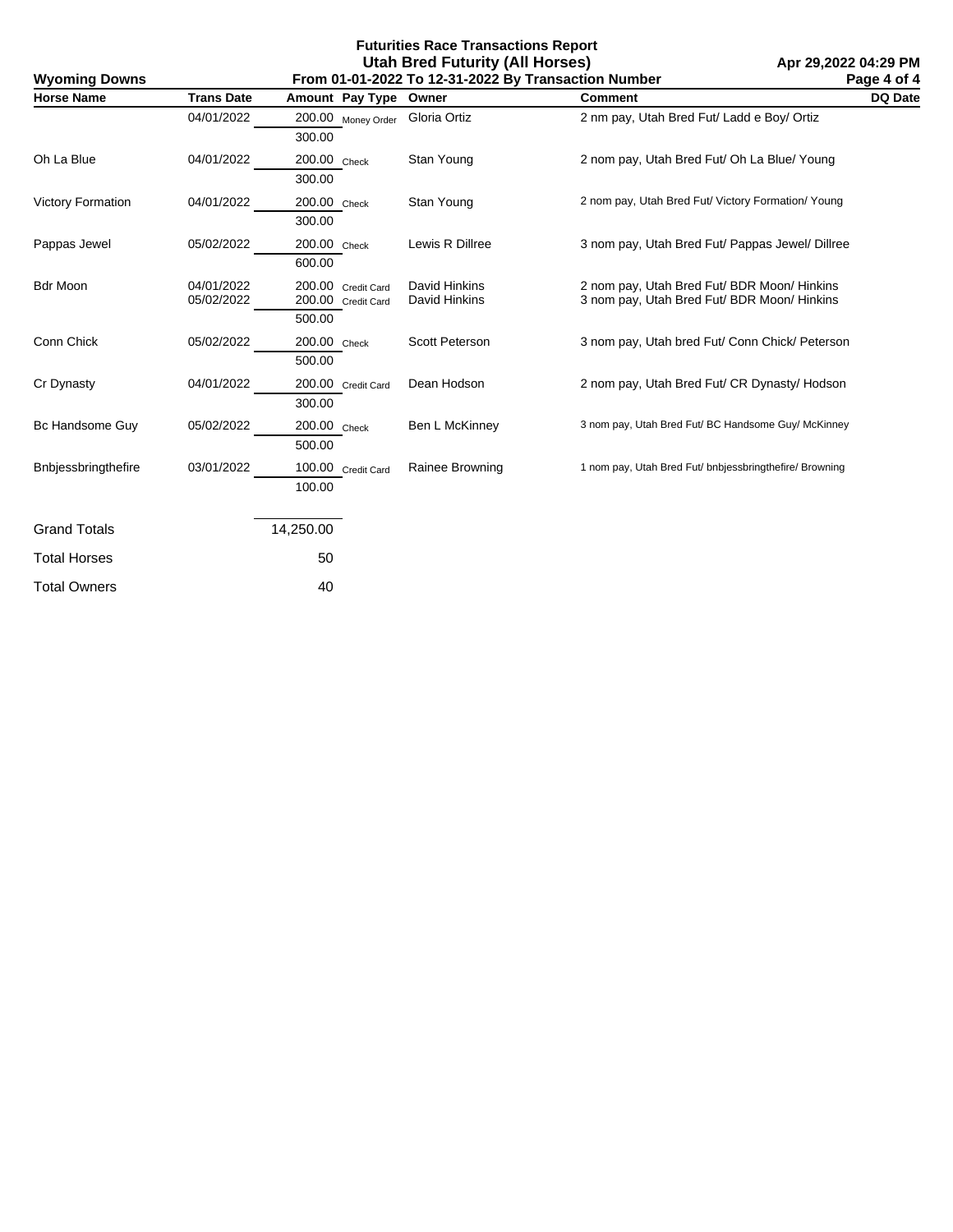# Futurities Race Transactions Report

## Utah Bred Futurity (All Horses)

**Wyoming Downs** — From 01-01-2022 To 12-31-2022 By Transaction Number — Apr 29,2022 04:29 PM

| Horse Name | Trans Date | Amount | Pay Type | Owner | Comment | DQ Date |
|---|---|---|---|---|---|---|
| | 04/01/2022 | 200.00 | Money Order | Gloria Ortiz | 2 nm pay, Utah Bred Fut/ Ladd e Boy/ Ortiz | |
| | | 300.00 | | | | |
| Oh La Blue | 04/01/2022 | 200.00 | Check | Stan Young | 2 nom pay, Utah Bred Fut/ Oh La Blue/ Young | |
| | | 300.00 | | | | |
| Victory Formation | 04/01/2022 | 200.00 | Check | Stan Young | 2 nom pay, Utah Bred Fut/ Victory Formation/ Young | |
| | | 300.00 | | | | |
| Pappas Jewel | 05/02/2022 | 200.00 | Check | Lewis R Dillree | 3 nom pay, Utah Bred Fut/ Pappas Jewel/ Dillree | |
| | | 600.00 | | | | |
| Bdr Moon | 04/01/2022 | 200.00 | Credit Card | David Hinkins | 2 nom pay, Utah Bred Fut/ BDR Moon/ Hinkins | |
| | 05/02/2022 | 200.00 | Credit Card | David Hinkins | 3 nom pay, Utah Bred Fut/ BDR Moon/ Hinkins | |
| | | 500.00 | | | | |
| Conn Chick | 05/02/2022 | 200.00 | Check | Scott Peterson | 3 nom pay, Utah bred Fut/ Conn Chick/ Peterson | |
| | | 500.00 | | | | |
| Cr Dynasty | 04/01/2022 | 200.00 | Credit Card | Dean Hodson | 2 nom pay, Utah Bred Fut/ CR Dynasty/ Hodson | |
| | | 300.00 | | | | |
| Bc Handsome Guy | 05/02/2022 | 200.00 | Check | Ben L McKinney | 3 nom pay, Utah Bred Fut/ BC Handsome Guy/ McKinney | |
| | | 500.00 | | | | |
| Bnbjessbringthefire | 03/01/2022 | 100.00 | Credit Card | Rainee Browning | 1 nom pay, Utah Bred Fut/ bnbjessbringthefire/ Browning | |
| | | 100.00 | | | | |

| | |
|---|---|
| Grand Totals | 14,250.00 |
| Total Horses | 50 |
| Total Owners | 40 |